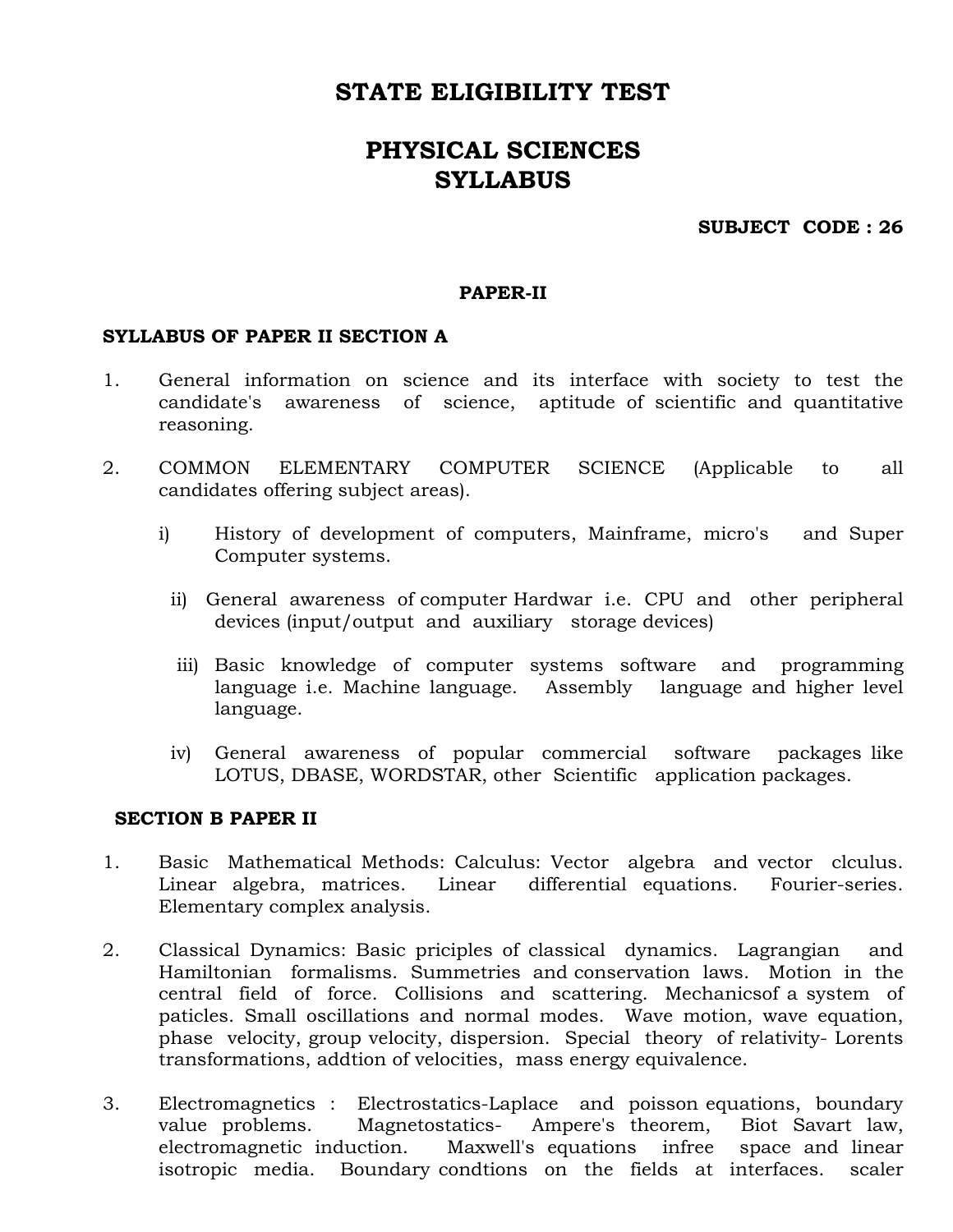# STATE ELIGIBILITY TEST

# PHYSICAL SCIENCES
# SYLLABUS

**SUBJECT CODE : 26**

**PAPER-II**

**SYLLABUS OF PAPER II SECTION A**

1. General information on science and its interface with society to test the candidate's awareness of science, aptitude of scientific and quantitative reasoning.

2. COMMON ELEMENTARY COMPUTER SCIENCE (Applicable to all candidates offering subject areas).

   i) History of development of computers, Mainframe, micro's and Super Computer systems.

   ii) General awareness of computer Hardwar i.e. CPU and other peripheral devices (input/output and auxiliary storage devices)

   iii) Basic knowledge of computer systems software and programming language i.e. Machine language. Assembly language and higher level language.

   iv) General awareness of popular commercial software packages like LOTUS, DBASE, WORDSTAR, other Scientific application packages.

**SECTION B PAPER II**

1. Basic Mathematical Methods: Calculus: Vector algebra and vector clculus. Linear algebra, matrices. Linear differential equations. Fourier-series. Elementary complex analysis.

2. Classical Dynamics: Basic priciples of classical dynamics. Lagrangian and Hamiltonian formalisms. Summetries and conservation laws. Motion in the central field of force. Collisions and scattering. Mechanicsof a system of paticles. Small oscillations and normal modes. Wave motion, wave equation, phase velocity, group velocity, dispersion. Special theory of relativity- Lorents transformations, addtion of velocities, mass energy equivalence.

3. Electromagnetics : Electrostatics-Laplace and poisson equations, boundary value problems. Magnetostatics- Ampere's theorem, Biot Savart law, electromagnetic induction. Maxwell's equations infree space and linear isotropic media. Boundary condtions on the fields at interfaces. scaler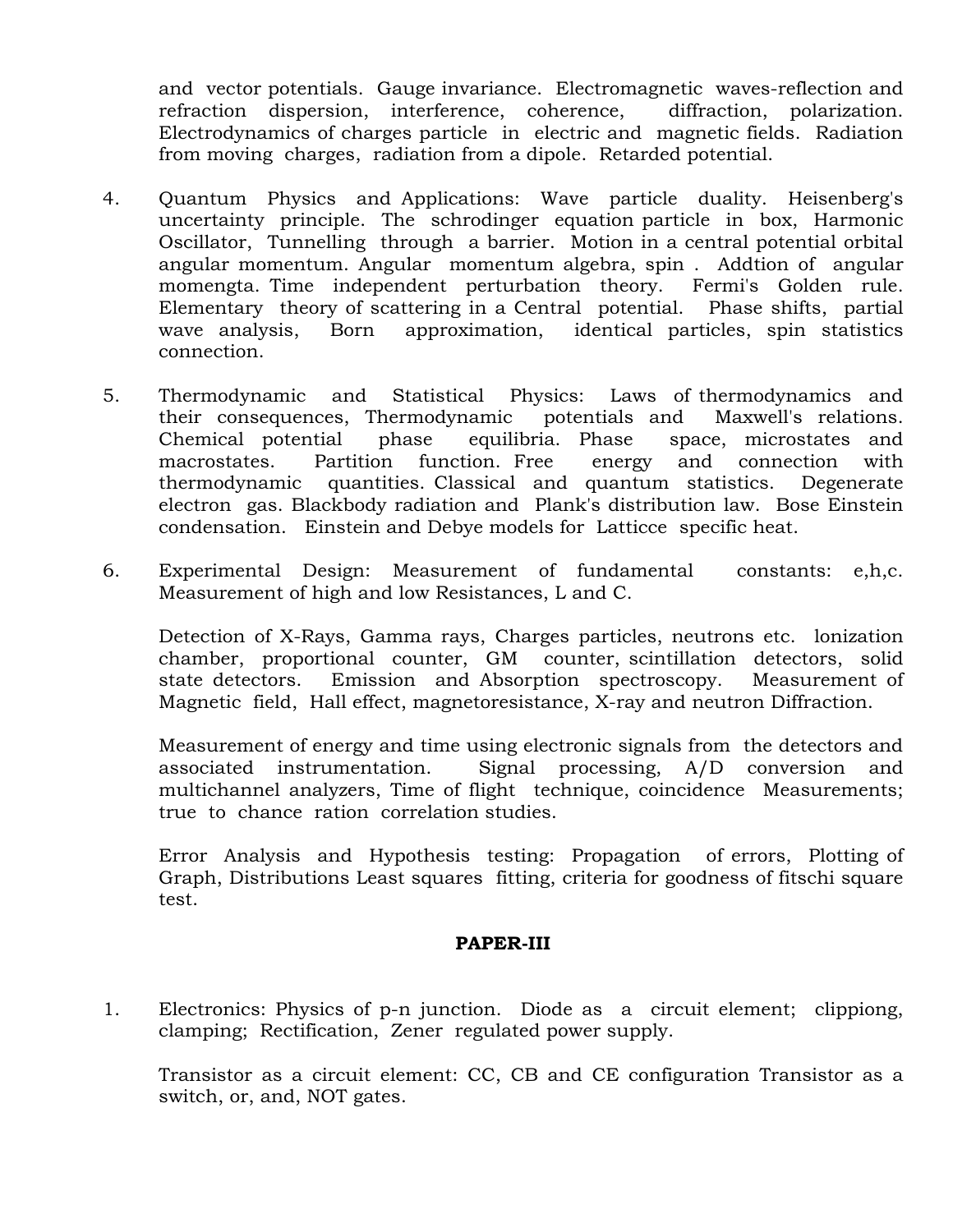and vector potentials. Gauge invariance. Electromagnetic waves-reflection and refraction dispersion, interference, coherence, diffraction, polarization. Electrodynamics of charges particle in electric and magnetic fields. Radiation from moving charges, radiation from a dipole. Retarded potential.

4. Quantum Physics and Applications: Wave particle duality. Heisenberg's uncertainty principle. The schrodinger equation particle in box, Harmonic Oscillator, Tunnelling through a barrier. Motion in a central potential orbital angular momentum. Angular momentum algebra, spin . Addtion of angular momengta. Time independent perturbation theory. Fermi's Golden rule. Elementary theory of scattering in a Central potential. Phase shifts, partial wave analysis, Born approximation, identical particles, spin statistics connection.

5. Thermodynamic and Statistical Physics: Laws of thermodynamics and their consequences, Thermodynamic potentials and Maxwell's relations. Chemical potential phase equilibria. Phase space, microstates and macrostates. Partition function. Free energy and connection with thermodynamic quantities. Classical and quantum statistics. Degenerate electron gas. Blackbody radiation and Plank's distribution law. Bose Einstein condensation. Einstein and Debye models for Latticce specific heat.

6. Experimental Design: Measurement of fundamental constants: e,h,c. Measurement of high and low Resistances, L and C.

   Detection of X-Rays, Gamma rays, Charges particles, neutrons etc. lonization chamber, proportional counter, GM counter, scintillation detectors, solid state detectors. Emission and Absorption spectroscopy. Measurement of Magnetic field, Hall effect, magnetoresistance, X-ray and neutron Diffraction.

   Measurement of energy and time using electronic signals from the detectors and associated instrumentation. Signal processing, A/D conversion and multichannel analyzers, Time of flight technique, coincidence Measurements; true to chance ration correlation studies.

   Error Analysis and Hypothesis testing: Propagation of errors, Plotting of Graph, Distributions Least squares fitting, criteria for goodness of fitschi square test.

## PAPER-III

1. Electronics: Physics of p-n junction. Diode as a circuit element; clippiong, clamping; Rectification, Zener regulated power supply.

   Transistor as a circuit element: CC, CB and CE configuration Transistor as a switch, or, and, NOT gates.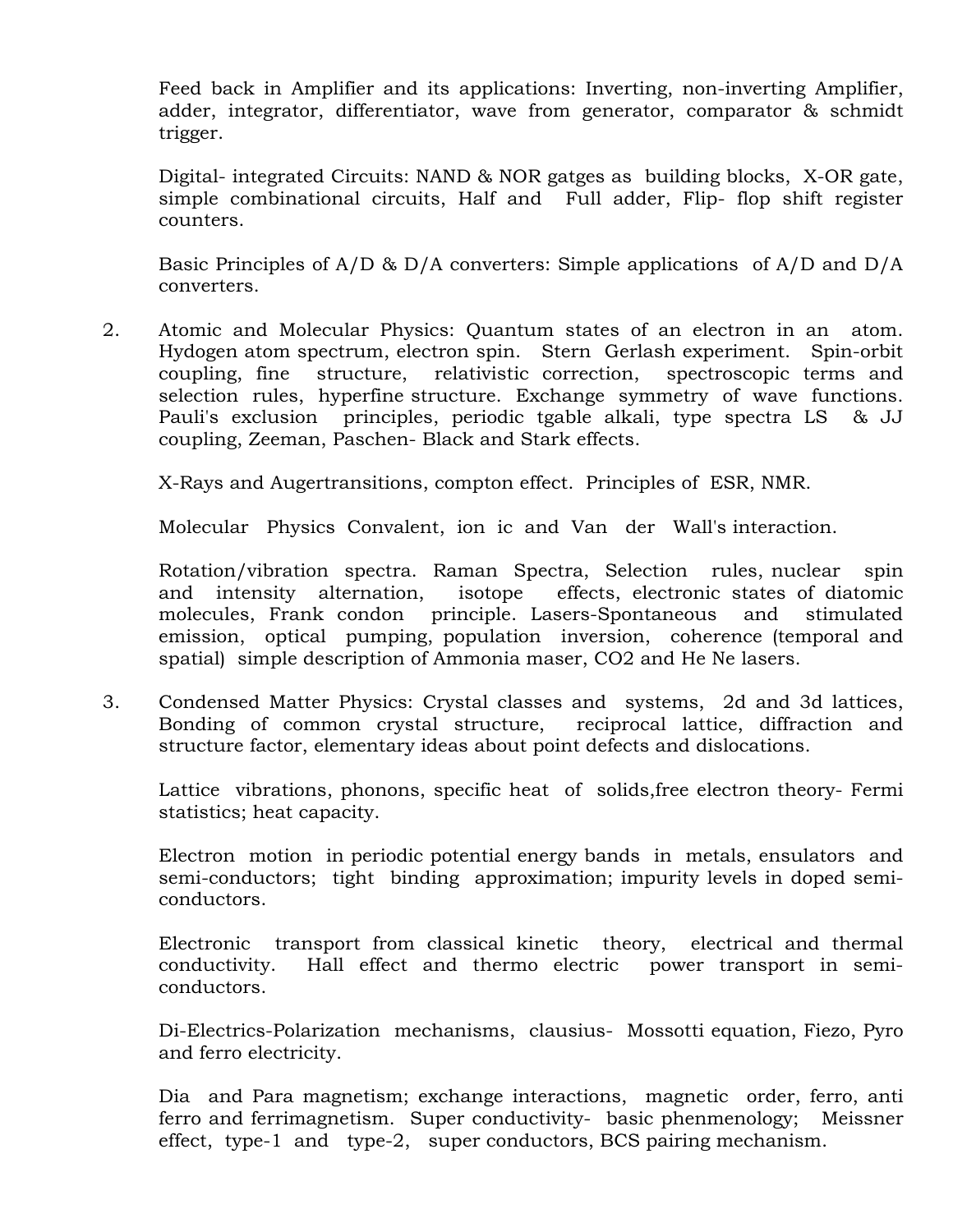Feed back in Amplifier and its applications: Inverting, non-inverting Amplifier, adder, integrator, differentiator, wave from generator, comparator & schmidt trigger.

Digital- integrated Circuits: NAND & NOR gatges as building blocks, X-OR gate, simple combinational circuits, Half and Full adder, Flip- flop shift register counters.

Basic Principles of A/D & D/A converters: Simple applications of A/D and D/A converters.

2. Atomic and Molecular Physics: Quantum states of an electron in an atom. Hydogen atom spectrum, electron spin. Stern Gerlash experiment. Spin-orbit coupling, fine structure, relativistic correction, spectroscopic terms and selection rules, hyperfine structure. Exchange symmetry of wave functions. Pauli's exclusion principles, periodic tgable alkali, type spectra LS & JJ coupling, Zeeman, Paschen- Black and Stark effects.

   X-Rays and Augertransitions, compton effect. Principles of ESR, NMR.

   Molecular Physics Convalent, ion ic and Van der Wall's interaction.

   Rotation/vibration spectra. Raman Spectra, Selection rules, nuclear spin and intensity alternation, isotope effects, electronic states of diatomic molecules, Frank condon principle. Lasers-Spontaneous and stimulated emission, optical pumping, population inversion, coherence (temporal and spatial) simple description of Ammonia maser, $CO_2$ and He Ne lasers.

3. Condensed Matter Physics: Crystal classes and systems, 2d and 3d lattices, Bonding of common crystal structure, reciprocal lattice, diffraction and structure factor, elementary ideas about point defects and dislocations.

   Lattice vibrations, phonons, specific heat of solids,free electron theory- Fermi statistics; heat capacity.

   Electron motion in periodic potential energy bands in metals, ensulators and semi-conductors; tight binding approximation; impurity levels in doped semi-conductors.

   Electronic transport from classical kinetic theory, electrical and thermal conductivity. Hall effect and thermo electric power transport in semi-conductors.

   Di-Electrics-Polarization mechanisms, clausius- Mossotti equation, Fiezo, Pyro and ferro electricity.

   Dia and Para magnetism; exchange interactions, magnetic order, ferro, anti ferro and ferrimagnetism. Super conductivity- basic phenmenology; Meissner effect, type-1 and type-2, super conductors, BCS pairing mechanism.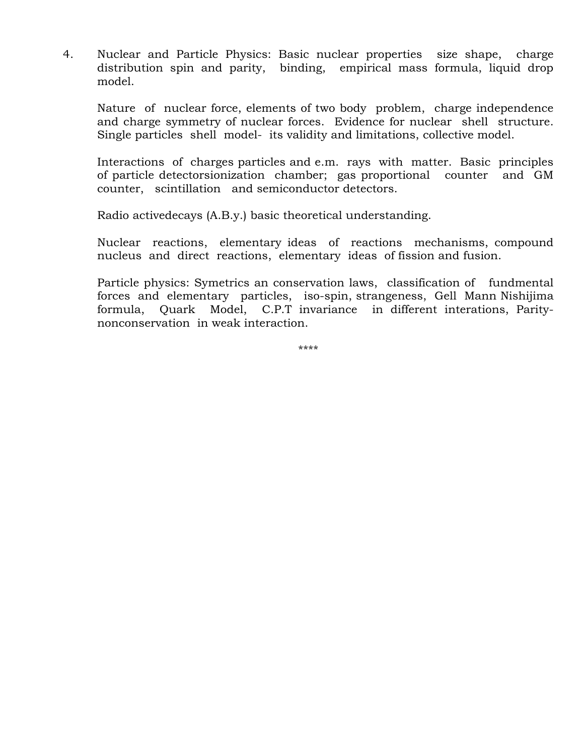4. Nuclear and Particle Physics: Basic nuclear properties size shape, charge distribution spin and parity, binding, empirical mass formula, liquid drop model.

   Nature of nuclear force, elements of two body problem, charge independence and charge symmetry of nuclear forces. Evidence for nuclear shell structure. Single particles shell model- its validity and limitations, collective model.

   Interactions of charges particles and e.m. rays with matter. Basic principles of particle detectorsionization chamber; gas proportional counter and GM counter, scintillation and semiconductor detectors.

   Radio activedecays (A.B.y.) basic theoretical understanding.

   Nuclear reactions, elementary ideas of reactions mechanisms, compound nucleus and direct reactions, elementary ideas of fission and fusion.

   Particle physics: Symetrics an conservation laws, classification of fundmental forces and elementary particles, iso-spin, strangeness, Gell Mann Nishijima formula, Quark Model, C.P.T invariance in different interations, Parity-nonconservation in weak interaction.

****